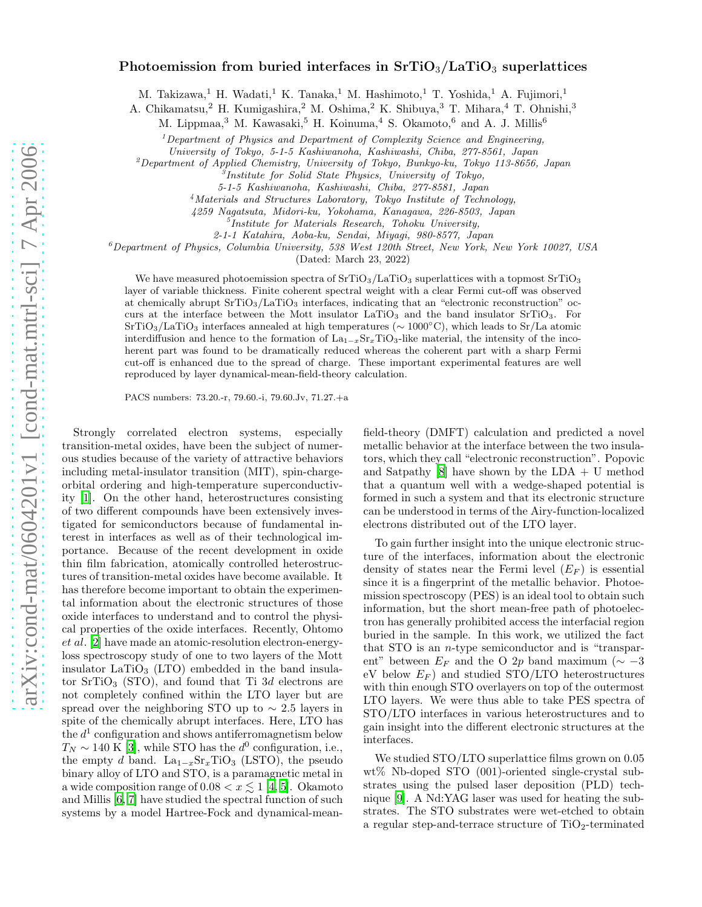# Photoemission from buried interfaces in $SrTiO_3/LaTiO_3$ superlattices

M. Takizawa,[1] H. Wadati,[1] K. Tanaka,[1] M. Hashimoto,[1] T. Yoshida,[1] A. Fujimori,[1]
A. Chikamatsu,[2] H. Kumigashira,[2] M. Oshima,[2] K. Shibuya,[3] T. Mihara,[4] T. Ohnishi,[3]
M. Lippmaa,[3] M. Kawasaki,[5] H. Koinuma,[4] S. Okamoto,[6] and A. J. Millis[6]

[1]*Department of Physics and Department of Complexity Science and Engineering, University of Tokyo, 5-1-5 Kashiwanoha, Kashiwashi, Chiba, 277-8561, Japan*
[2]*Department of Applied Chemistry, University of Tokyo, Bunkyo-ku, Tokyo 113-8656, Japan*
[3]*Institute for Solid State Physics, University of Tokyo, 5-1-5 Kashiwanoha, Kashiwashi, Chiba, 277-8581, Japan*
[4]*Materials and Structures Laboratory, Tokyo Institute of Technology, 4259 Nagatsuta, Midori-ku, Yokohama, Kanagawa, 226-8503, Japan*
[5]*Institute for Materials Research, Tohoku University, 2-1-1 Katahira, Aoba-ku, Sendai, Miyagi, 980-8577, Japan*
[6]*Department of Physics, Columbia University, 538 West 120th Street, New York, New York 10027, USA*

(Dated: March 23, 2022)

We have measured photoemission spectra of $SrTiO_3/LaTiO_3$ superlattices with a topmost $SrTiO_3$ layer of variable thickness. Finite coherent spectral weight with a clear Fermi cut-off was observed at chemically abrupt $SrTiO_3/LaTiO_3$ interfaces, indicating that an "electronic reconstruction" occurs at the interface between the Mott insulator $LaTiO_3$ and the band insulator $SrTiO_3$. For $SrTiO_3/LaTiO_3$ interfaces annealed at high temperatures ($\sim 1000°$C), which leads to Sr/La atomic interdiffusion and hence to the formation of $La_{1-x}Sr_xTiO_3$-like material, the intensity of the incoherent part was found to be dramatically reduced whereas the coherent part with a sharp Fermi cut-off is enhanced due to the spread of charge. These important experimental features are well reproduced by layer dynamical-mean-field-theory calculation.

PACS numbers: 73.20.-r, 79.60.-i, 79.60.Jv, 71.27.+a

Strongly correlated electron systems, especially transition-metal oxides, have been the subject of numerous studies because of the variety of attractive behaviors including metal-insulator transition (MIT), spin-charge-orbital ordering and high-temperature superconductivity [1]. On the other hand, heterostructures consisting of two different compounds have been extensively investigated for semiconductors because of fundamental interest in interfaces as well as of their technological importance. Because of the recent development in oxide thin film fabrication, atomically controlled heterostructures of transition-metal oxides have become available. It has therefore become important to obtain the experimental information about the electronic structures of those oxide interfaces to understand and to control the physical properties of the oxide interfaces. Recently, Ohtomo *et al.* [2] have made an atomic-resolution electron-energy-loss spectroscopy study of one to two layers of the Mott insulator $LaTiO_3$ (LTO) embedded in the band insulator $SrTiO_3$ (STO), and found that Ti $3d$ electrons are not completely confined within the LTO layer but are spread over the neighboring STO up to $\sim 2.5$ layers in spite of the chemically abrupt interfaces. Here, LTO has the $d^1$ configuration and shows antiferromagnetism below $T_N \sim 140$ K [3], while STO has the $d^0$ configuration, i.e., the empty $d$ band. $La_{1-x}Sr_xTiO_3$ (LSTO), the pseudo binary alloy of LTO and STO, is a paramagnetic metal in a wide composition range of $0.08 < x \lesssim 1$ [4, 5]. Okamoto and Millis [6, 7] have studied the spectral function of such systems by a model Hartree-Fock and dynamical-mean-field-theory (DMFT) calculation and predicted a novel metallic behavior at the interface between the two insulators, which they call "electronic reconstruction". Popovic and Satpathy [8] have shown by the LDA + U method that a quantum well with a wedge-shaped potential is formed in such a system and that its electronic structure can be understood in terms of the Airy-function-localized electrons distributed out of the LTO layer.

To gain further insight into the unique electronic structure of the interfaces, information about the electronic density of states near the Fermi level ($E_F$) is essential since it is a fingerprint of the metallic behavior. Photoemission spectroscopy (PES) is an ideal tool to obtain such information, but the short mean-free path of photoelectron has generally prohibited access the interfacial region buried in the sample. In this work, we utilized the fact that STO is an $n$-type semiconductor and is "transparent" between $E_F$ and the O $2p$ band maximum ($\sim -3$ eV below $E_F$) and studied STO/LTO heterostructures with thin enough STO overlayers on top of the outermost LTO layers. We were thus able to take PES spectra of STO/LTO interfaces in various heterostructures and to gain insight into the different electronic structures at the interfaces.

We studied STO/LTO superlattice films grown on 0.05 wt% Nb-doped STO (001)-oriented single-crystal substrates using the pulsed laser deposition (PLD) technique [9]. A Nd:YAG laser was used for heating the substrates. The STO substrates were wet-etched to obtain a regular step-and-terrace structure of $TiO_2$-terminated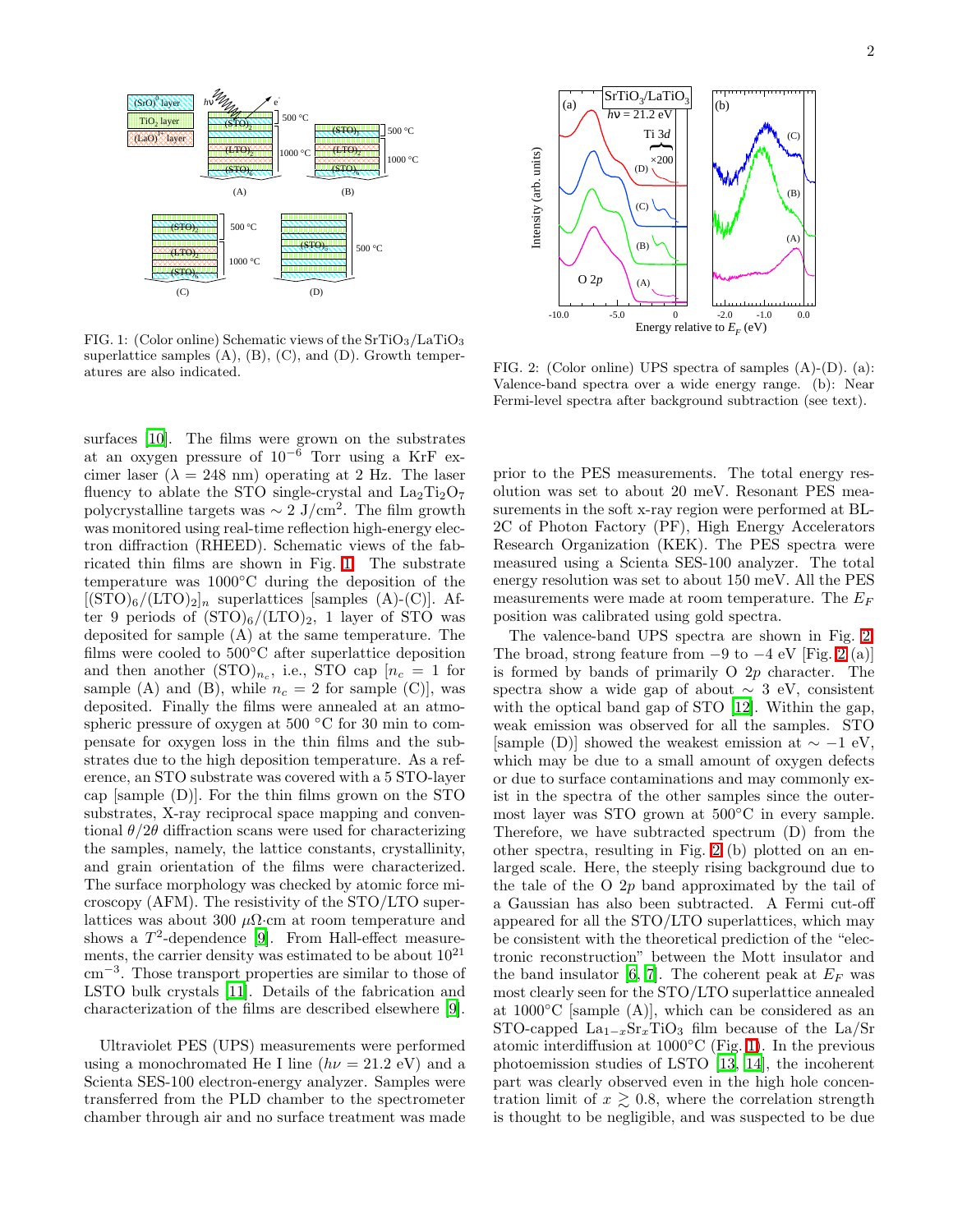FIG. 1: (Color online) Schematic views of the $SrTiO_3$/$LaTiO_3$ superlattice samples (A), (B), (C), and (D). Growth temperatures are also indicated.

FIG. 2: (Color online) UPS spectra of samples (A)-(D). (a): Valence-band spectra over a wide energy range. (b): Near Fermi-level spectra after background subtraction (see text).

surfaces [10]. The films were grown on the substrates at an oxygen pressure of $10^{-6}$ Torr using a KrF excimer laser ($\lambda$ = 248 nm) operating at 2 Hz. The laser fluency to ablate the STO single-crystal and $La_2Ti_2O_7$ polycrystalline targets was $\sim$ 2 J/cm$^2$. The film growth was monitored using real-time reflection high-energy electron diffraction (RHEED). Schematic views of the fabricated thin films are shown in Fig. 1. The substrate temperature was 1000°C during the deposition of the $[(STO)_6/(LTO)_2]_n$ superlattices [samples (A)-(C)]. After 9 periods of $(STO)_6/(LTO)_2$, 1 layer of STO was deposited for sample (A) at the same temperature. The films were cooled to 500°C after superlattice deposition and then another $(STO)_{n_c}$, i.e., STO cap [$n_c$ = 1 for sample (A) and (B), while $n_c$ = 2 for sample (C)], was deposited. Finally the films were annealed at an atmospheric pressure of oxygen at 500 °C for 30 min to compensate for oxygen loss in the thin films and the substrates due to the high deposition temperature. As a reference, an STO substrate was covered with a 5 STO-layer cap [sample (D)]. For the thin films grown on the STO substrates, X-ray reciprocal space mapping and conventional $\theta/2\theta$ diffraction scans were used for characterizing the samples, namely, the lattice constants, crystallinity, and grain orientation of the films were characterized. The surface morphology was checked by atomic force microscopy (AFM). The resistivity of the STO/LTO superlattices was about 300 $\mu\Omega$·cm at room temperature and shows a $T^2$-dependence [9]. From Hall-effect measurements, the carrier density was estimated to be about $10^{21}$ cm$^{-3}$. Those transport properties are similar to those of LSTO bulk crystals [11]. Details of the fabrication and characterization of the films are described elsewhere [9].

Ultraviolet PES (UPS) measurements were performed using a monochromated He I line ($h\nu$ = 21.2 eV) and a Scienta SES-100 electron-energy analyzer. Samples were transferred from the PLD chamber to the spectrometer chamber through air and no surface treatment was made prior to the PES measurements. The total energy resolution was set to about 20 meV. Resonant PES measurements in the soft x-ray region were performed at BL-2C of Photon Factory (PF), High Energy Accelerators Research Organization (KEK). The PES spectra were measured using a Scienta SES-100 analyzer. The total energy resolution was set to about 150 meV. All the PES measurements were made at room temperature. The $E_F$ position was calibrated using gold spectra.

The valence-band UPS spectra are shown in Fig. 2. The broad, strong feature from $-9$ to $-4$ eV [Fig. 2 (a)] is formed by bands of primarily O $2p$ character. The spectra show a wide gap of about $\sim$ 3 eV, consistent with the optical band gap of STO [12]. Within the gap, weak emission was observed for all the samples. STO [sample (D)] showed the weakest emission at $\sim$ $-1$ eV, which may be due to a small amount of oxygen defects or due to surface contaminations and may commonly exist in the spectra of the other samples since the outermost layer was STO grown at 500°C in every sample. Therefore, we have subtracted spectrum (D) from the other spectra, resulting in Fig. 2 (b) plotted on an enlarged scale. Here, the steeply rising background due to the tale of the O $2p$ band approximated by the tail of a Gaussian has also been subtracted. A Fermi cut-off appeared for all the STO/LTO superlattices, which may be consistent with the theoretical prediction of the "electronic reconstruction" between the Mott insulator and the band insulator [6, 7]. The coherent peak at $E_F$ was most clearly seen for the STO/LTO superlattice annealed at 1000°C [sample (A)], which can be considered as an STO-capped $La_{1-x}Sr_xTiO_3$ film because of the La/Sr atomic interdiffusion at 1000°C (Fig. 1). In the previous photoemission studies of LSTO [13, 14], the incoherent part was clearly observed even in the high hole concentration limit of $x \gtrsim 0.8$, where the correlation strength is thought to be negligible, and was suspected to be due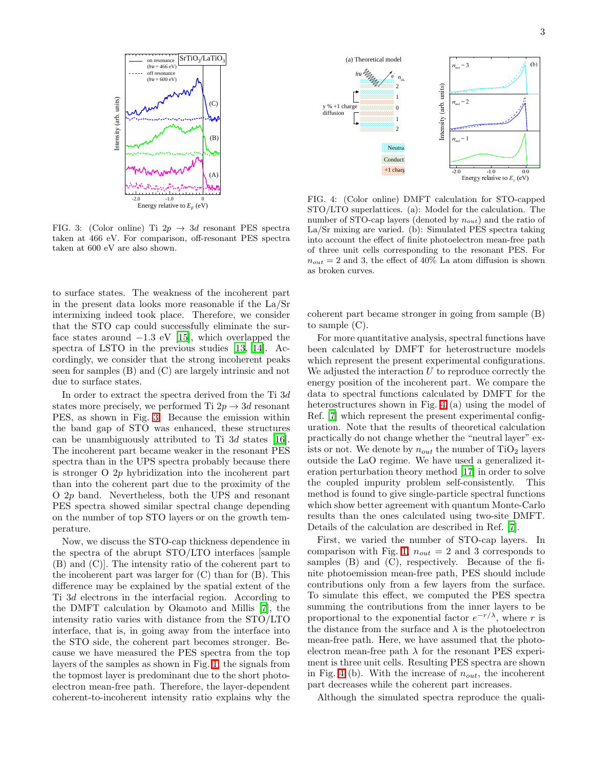FIG. 3: (Color online) Ti $2p \rightarrow 3d$ resonant PES spectra taken at 466 eV. For comparison, off-resonant PES spectra taken at 600 eV are also shown.

FIG. 4: (Color online) DMFT calculation for STO-capped STO/LTO superlattices. (a): Model for the calculation. The number of STO-cap layers (denoted by $n_{out}$) and the ratio of La/Sr mixing are varied. (b): Simulated PES spectra taking into account the effect of finite photoelectron mean-free path of three unit cells corresponding to the resonant PES. For $n_{out} = 2$ and 3, the effect of 40% La atom diffusion is shown as broken curves.

to surface states. The weakness of the incoherent part in the present data looks more reasonable if the La/Sr intermixing indeed took place. Therefore, we consider that the STO cap could successfully eliminate the surface states around −1.3 eV [15], which overlapped the spectra of LSTO in the previous studies [13, 14]. Accordingly, we consider that the strong incoherent peaks seen for samples (B) and (C) are largely intrinsic and not due to surface states.

In order to extract the spectra derived from the Ti $3d$ states more precisely, we performed Ti $2p \rightarrow 3d$ resonant PES, as shown in Fig. 3. Because the emission within the band gap of STO was enhanced, these structures can be unambiguously attributed to Ti $3d$ states [16]. The incoherent part became weaker in the resonant PES spectra than in the UPS spectra probably because there is stronger O $2p$ hybridization into the incoherent part than into the coherent part due to the proximity of the O $2p$ band. Nevertheless, both the UPS and resonant PES spectra showed similar spectral change depending on the number of top STO layers or on the growth temperature.

Now, we discuss the STO-cap thickness dependence in the spectra of the abrupt STO/LTO interfaces [sample (B) and (C)]. The intensity ratio of the coherent part to the incoherent part was larger for (C) than for (B). This difference may be explained by the spatial extent of the Ti $3d$ electrons in the interfacial region. According to the DMFT calculation by Okamoto and Millis [7], the intensity ratio varies with distance from the STO/LTO interface, that is, in going away from the interface into the STO side, the coherent part becomes stronger. Because we have measured the PES spectra from the top layers of the samples as shown in Fig. 1, the signals from the topmost layer is predominant due to the short photoelectron mean-free path. Therefore, the layer-dependent coherent-to-incoherent intensity ratio explains why the coherent part became stronger in going from sample (B) to sample (C).

For more quantitative analysis, spectral functions have been calculated by DMFT for heterostructure models which represent the present experimental configurations. We adjusted the interaction $U$ to reproduce correctly the energy position of the incoherent part. We compare the data to spectral functions calculated by DMFT for the heterostructures shown in Fig. 4 (a) using the model of Ref. [7] which represent the present experimental configuration. Note that the results of theoretical calculation practically do not change whether the "neutral layer" exists or not. We denote by $n_{out}$ the number of $TiO_2$ layers outside the LaO regime. We have used a generalized iteration perturbation theory method [17] in order to solve the coupled impurity problem self-consistently. This method is found to give single-particle spectral functions which show better agreement with quantum Monte-Carlo results than the ones calculated using two-site DMFT. Details of the calculation are described in Ref. [7].

First, we varied the number of STO-cap layers. In comparison with Fig. 1, $n_{out} = 2$ and 3 corresponds to samples (B) and (C), respectively. Because of the finite photoemission mean-free path, PES should include contributions only from a few layers from the surface. To simulate this effect, we computed the PES spectra summing the contributions from the inner layers to be proportional to the exponential factor $e^{-r/\lambda}$, where $r$ is the distance from the surface and $\lambda$ is the photoelectron mean-free path. Here, we have assumed that the photoelectron mean-free path $\lambda$ for the resonant PES experiment is three unit cells. Resulting PES spectra are shown in Fig. 4 (b). With the increase of $n_{out}$, the incoherent part decreases while the coherent part increases.

Although the simulated spectra reproduce the quali-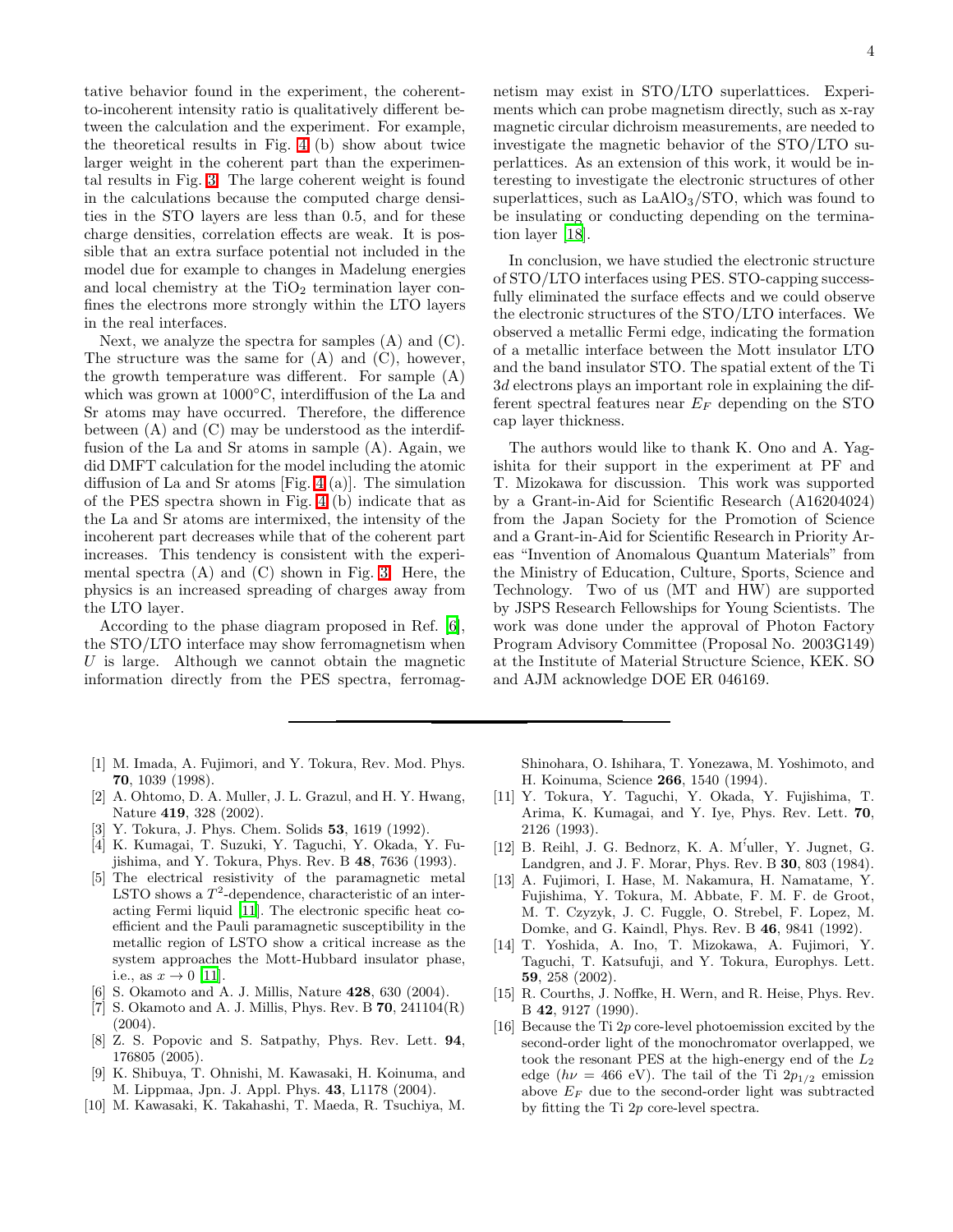tative behavior found in the experiment, the coherent-to-incoherent intensity ratio is qualitatively different between the calculation and the experiment. For example, the theoretical results in Fig. 4 (b) show about twice larger weight in the coherent part than the experimental results in Fig. 3. The large coherent weight is found in the calculations because the computed charge densities in the STO layers are less than 0.5, and for these charge densities, correlation effects are weak. It is possible that an extra surface potential not included in the model due for example to changes in Madelung energies and local chemistry at the $TiO_2$ termination layer confines the electrons more strongly within the LTO layers in the real interfaces.

Next, we analyze the spectra for samples (A) and (C). The structure was the same for (A) and (C), however, the growth temperature was different. For sample (A) which was grown at 1000°C, interdiffusion of the La and Sr atoms may have occurred. Therefore, the difference between (A) and (C) may be understood as the interdiffusion of the La and Sr atoms in sample (A). Again, we did DMFT calculation for the model including the atomic diffusion of La and Sr atoms [Fig. 4 (a)]. The simulation of the PES spectra shown in Fig. 4 (b) indicate that as the La and Sr atoms are intermixed, the intensity of the incoherent part decreases while that of the coherent part increases. This tendency is consistent with the experimental spectra (A) and (C) shown in Fig. 3. Here, the physics is an increased spreading of charges away from the LTO layer.

According to the phase diagram proposed in Ref. [6], the STO/LTO interface may show ferromagnetism when $U$ is large. Although we cannot obtain the magnetic information directly from the PES spectra, ferromagnetism may exist in STO/LTO superlattices. Experiments which can probe magnetism directly, such as x-ray magnetic circular dichroism measurements, are needed to investigate the magnetic behavior of the STO/LTO superlattices. As an extension of this work, it would be interesting to investigate the electronic structures of other superlattices, such as $LaAlO_3$/STO, which was found to be insulating or conducting depending on the termination layer [18].

In conclusion, we have studied the electronic structure of STO/LTO interfaces using PES. STO-capping successfully eliminated the surface effects and we could observe the electronic structures of the STO/LTO interfaces. We observed a metallic Fermi edge, indicating the formation of a metallic interface between the Mott insulator LTO and the band insulator STO. The spatial extent of the Ti $3d$ electrons plays an important role in explaining the different spectral features near $E_F$ depending on the STO cap layer thickness.

The authors would like to thank K. Ono and A. Yagishita for their support in the experiment at PF and T. Mizokawa for discussion. This work was supported by a Grant-in-Aid for Scientific Research (A16204024) from the Japan Society for the Promotion of Science and a Grant-in-Aid for Scientific Research in Priority Areas "Invention of Anomalous Quantum Materials" from the Ministry of Education, Culture, Sports, Science and Technology. Two of us (MT and HW) are supported by JSPS Research Fellowships for Young Scientists. The work was done under the approval of Photon Factory Program Advisory Committee (Proposal No. 2003G149) at the Institute of Material Structure Science, KEK. SO and AJM acknowledge DOE ER 046169.

---

[1] M. Imada, A. Fujimori, and Y. Tokura, Rev. Mod. Phys. **70**, 1039 (1998).

[2] A. Ohtomo, D. A. Muller, J. L. Grazul, and H. Y. Hwang, Nature **419**, 328 (2002).

[3] Y. Tokura, J. Phys. Chem. Solids **53**, 1619 (1992).

[4] K. Kumagai, T. Suzuki, Y. Taguchi, Y. Okada, Y. Fujishima, and Y. Tokura, Phys. Rev. B **48**, 7636 (1993).

[5] The electrical resistivity of the paramagnetic metal LSTO shows a $T^2$-dependence, characteristic of an interacting Fermi liquid [11]. The electronic specific heat coefficient and the Pauli paramagnetic susceptibility in the metallic region of LSTO show a critical increase as the system approaches the Mott-Hubbard insulator phase, i.e., as $x \to 0$ [11].

[6] S. Okamoto and A. J. Millis, Nature **428**, 630 (2004).

[7] S. Okamoto and A. J. Millis, Phys. Rev. B **70**, 241104(R) (2004).

[8] Z. S. Popovic and S. Satpathy, Phys. Rev. Lett. **94**, 176805 (2005).

[9] K. Shibuya, T. Ohnishi, M. Kawasaki, H. Koinuma, and M. Lippmaa, Jpn. J. Appl. Phys. **43**, L1178 (2004).

[10] M. Kawasaki, K. Takahashi, T. Maeda, R. Tsuchiya, M. Shinohara, O. Ishihara, T. Yonezawa, M. Yoshimoto, and H. Koinuma, Science **266**, 1540 (1994).

[11] Y. Tokura, Y. Taguchi, Y. Okada, Y. Fujishima, T. Arima, K. Kumagai, and Y. Iye, Phys. Rev. Lett. **70**, 2126 (1993).

[12] B. Reihl, J. G. Bednorz, K. A. Müller, Y. Jugnet, G. Landgren, and J. F. Morar, Phys. Rev. B **30**, 803 (1984).

[13] A. Fujimori, I. Hase, M. Nakamura, H. Namatame, Y. Fujishima, Y. Tokura, M. Abbate, F. M. F. de Groot, M. T. Czyzyk, J. C. Fuggle, O. Strebel, F. Lopez, M. Domke, and G. Kaindl, Phys. Rev. B **46**, 9841 (1992).

[14] T. Yoshida, A. Ino, T. Mizokawa, A. Fujimori, Y. Taguchi, T. Katsufuji, and Y. Tokura, Europhys. Lett. **59**, 258 (2002).

[15] R. Courths, J. Noffke, H. Wern, and R. Heise, Phys. Rev. B **42**, 9127 (1990).

[16] Because the Ti $2p$ core-level photoemission excited by the second-order light of the monochromator overlapped, we took the resonant PES at the high-energy end of the $L_2$ edge ($h\nu$ = 466 eV). The tail of the Ti $2p_{1/2}$ emission above $E_F$ due to the second-order light was subtracted by fitting the Ti $2p$ core-level spectra.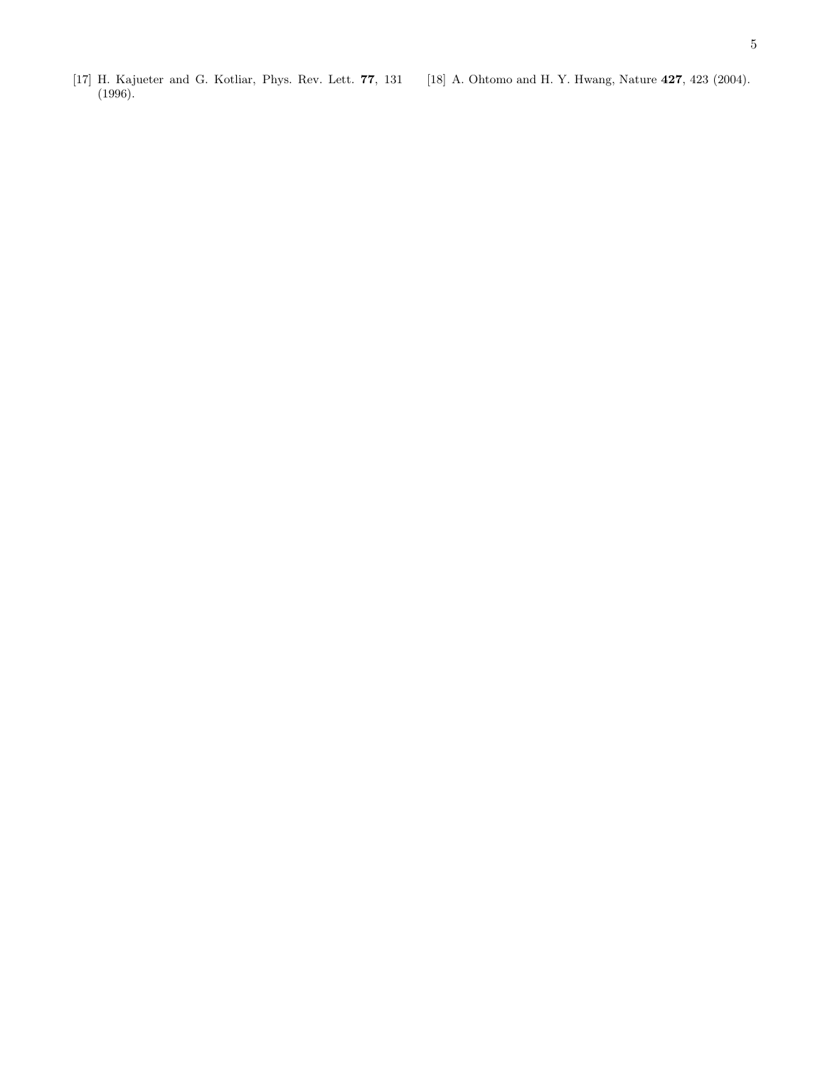[17] H. Kajueter and G. Kotliar, Phys. Rev. Lett. **77**, 131 (1996).

[18] A. Ohtomo and H. Y. Hwang, Nature **427**, 423 (2004).